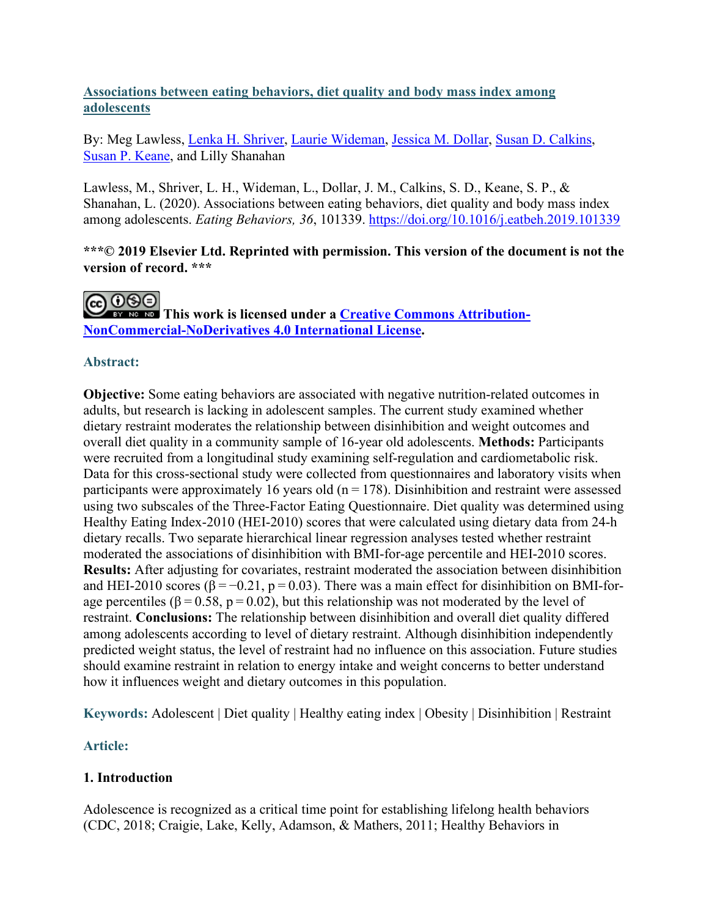**[Associations between eating behaviors, diet quality and body mass index among adolescents](https://doi.org/10.1016/j.eatbeh.2019.101339)**

By: Meg Lawless, Lenka H. Shriver, Laurie Wideman, Jessica M. Dollar, Susan D. Calkins, Susan P. Keane, and Lilly Shanahan

Lawless, M., Shriver, L. H., Wideman, L., Dollar, J. M., Calkins, S. D., Keane, S. P., & Shanahan, L. (2020). Associations between eating behaviors, diet quality and body mass index among adolescents. *Eating Behaviors, 36*, 101339. https://doi.org/10.1016/j.eatbeh.2019.101339

**\*\*\*© 2019 Elsevier Ltd. Reprinted with permission. This version of the document is not the version of record. \*\*\***

**This work is licensed under a [Creative Commons Attribution-NonCommercial-NoDerivatives 4.0 International License](https://creativecommons.org/licenses/by-nc-nd/4.0/).**

## Abstract:

**Objective:** Some eating behaviors are associated with negative nutrition-related outcomes in adults, but research is lacking in adolescent samples. The current study examined whether dietary restraint moderates the relationship between disinhibition and weight outcomes and overall diet quality in a community sample of 16-year old adolescents. **Methods:** Participants were recruited from a longitudinal study examining self-regulation and cardiometabolic risk. Data for this cross-sectional study were collected from questionnaires and laboratory visits when participants were approximately 16 years old ($n = 178$). Disinhibition and restraint were assessed using two subscales of the Three-Factor Eating Questionnaire. Diet quality was determined using Healthy Eating Index-2010 (HEI-2010) scores that were calculated using dietary data from 24-h dietary recalls. Two separate hierarchical linear regression analyses tested whether restraint moderated the associations of disinhibition with BMI-for-age percentile and HEI-2010 scores. **Results:** After adjusting for covariates, restraint moderated the association between disinhibition and HEI-2010 scores ($\beta = -0.21$, $p = 0.03$). There was a main effect for disinhibition on BMI-for-age percentiles ($\beta = 0.58$, $p = 0.02$), but this relationship was not moderated by the level of restraint. **Conclusions:** The relationship between disinhibition and overall diet quality differed among adolescents according to level of dietary restraint. Although disinhibition independently predicted weight status, the level of restraint had no influence on this association. Future studies should examine restraint in relation to energy intake and weight concerns to better understand how it influences weight and dietary outcomes in this population.

**Keywords:** Adolescent | Diet quality | Healthy eating index | Obesity | Disinhibition | Restraint

## Article:

### 1. Introduction

Adolescence is recognized as a critical time point for establishing lifelong health behaviors (CDC, 2018; Craigie, Lake, Kelly, Adamson, & Mathers, 2011; Healthy Behaviors in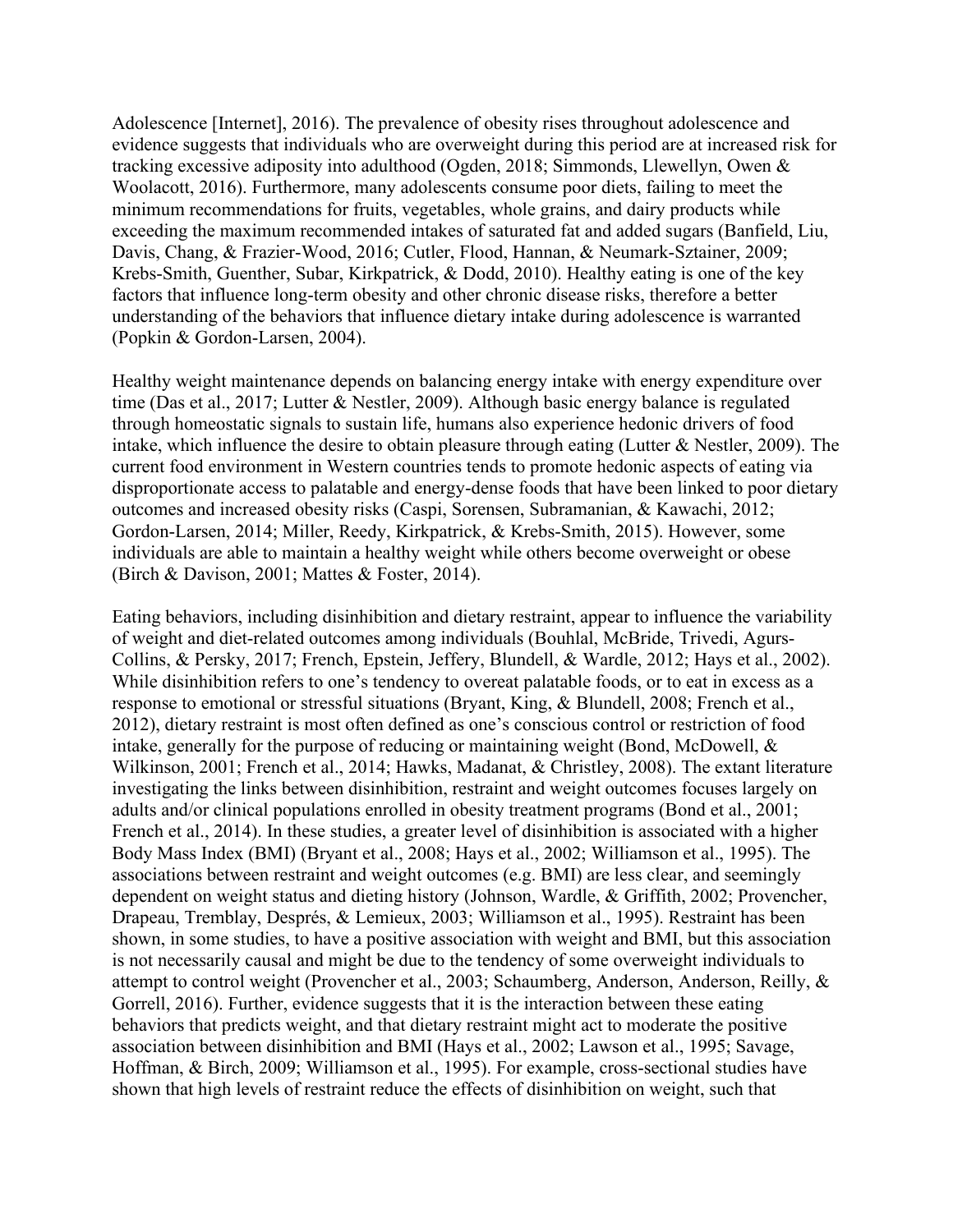Adolescence [Internet], 2016). The prevalence of obesity rises throughout adolescence and evidence suggests that individuals who are overweight during this period are at increased risk for tracking excessive adiposity into adulthood (Ogden, 2018; Simmonds, Llewellyn, Owen & Woolacott, 2016). Furthermore, many adolescents consume poor diets, failing to meet the minimum recommendations for fruits, vegetables, whole grains, and dairy products while exceeding the maximum recommended intakes of saturated fat and added sugars (Banfield, Liu, Davis, Chang, & Frazier-Wood, 2016; Cutler, Flood, Hannan, & Neumark-Sztainer, 2009; Krebs-Smith, Guenther, Subar, Kirkpatrick, & Dodd, 2010). Healthy eating is one of the key factors that influence long-term obesity and other chronic disease risks, therefore a better understanding of the behaviors that influence dietary intake during adolescence is warranted (Popkin & Gordon-Larsen, 2004).

Healthy weight maintenance depends on balancing energy intake with energy expenditure over time (Das et al., 2017; Lutter & Nestler, 2009). Although basic energy balance is regulated through homeostatic signals to sustain life, humans also experience hedonic drivers of food intake, which influence the desire to obtain pleasure through eating (Lutter & Nestler, 2009). The current food environment in Western countries tends to promote hedonic aspects of eating via disproportionate access to palatable and energy-dense foods that have been linked to poor dietary outcomes and increased obesity risks (Caspi, Sorensen, Subramanian, & Kawachi, 2012; Gordon-Larsen, 2014; Miller, Reedy, Kirkpatrick, & Krebs-Smith, 2015). However, some individuals are able to maintain a healthy weight while others become overweight or obese (Birch & Davison, 2001; Mattes & Foster, 2014).

Eating behaviors, including disinhibition and dietary restraint, appear to influence the variability of weight and diet-related outcomes among individuals (Bouhlal, McBride, Trivedi, Agurs-Collins, & Persky, 2017; French, Epstein, Jeffery, Blundell, & Wardle, 2012; Hays et al., 2002). While disinhibition refers to one's tendency to overeat palatable foods, or to eat in excess as a response to emotional or stressful situations (Bryant, King, & Blundell, 2008; French et al., 2012), dietary restraint is most often defined as one's conscious control or restriction of food intake, generally for the purpose of reducing or maintaining weight (Bond, McDowell, & Wilkinson, 2001; French et al., 2014; Hawks, Madanat, & Christley, 2008). The extant literature investigating the links between disinhibition, restraint and weight outcomes focuses largely on adults and/or clinical populations enrolled in obesity treatment programs (Bond et al., 2001; French et al., 2014). In these studies, a greater level of disinhibition is associated with a higher Body Mass Index (BMI) (Bryant et al., 2008; Hays et al., 2002; Williamson et al., 1995). The associations between restraint and weight outcomes (e.g. BMI) are less clear, and seemingly dependent on weight status and dieting history (Johnson, Wardle, & Griffith, 2002; Provencher, Drapeau, Tremblay, Després, & Lemieux, 2003; Williamson et al., 1995). Restraint has been shown, in some studies, to have a positive association with weight and BMI, but this association is not necessarily causal and might be due to the tendency of some overweight individuals to attempt to control weight (Provencher et al., 2003; Schaumberg, Anderson, Anderson, Reilly, & Gorrell, 2016). Further, evidence suggests that it is the interaction between these eating behaviors that predicts weight, and that dietary restraint might act to moderate the positive association between disinhibition and BMI (Hays et al., 2002; Lawson et al., 1995; Savage, Hoffman, & Birch, 2009; Williamson et al., 1995). For example, cross-sectional studies have shown that high levels of restraint reduce the effects of disinhibition on weight, such that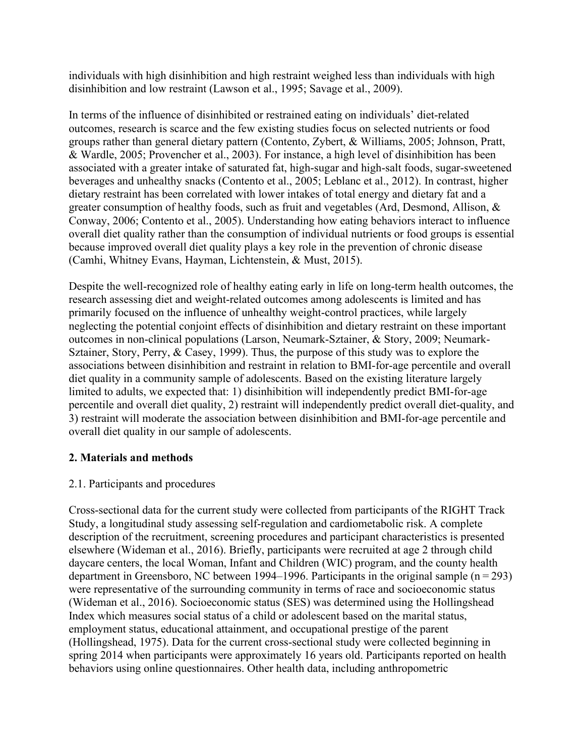individuals with high disinhibition and high restraint weighed less than individuals with high disinhibition and low restraint (Lawson et al., 1995; Savage et al., 2009).

In terms of the influence of disinhibited or restrained eating on individuals' diet-related outcomes, research is scarce and the few existing studies focus on selected nutrients or food groups rather than general dietary pattern (Contento, Zybert, & Williams, 2005; Johnson, Pratt, & Wardle, 2005; Provencher et al., 2003). For instance, a high level of disinhibition has been associated with a greater intake of saturated fat, high-sugar and high-salt foods, sugar-sweetened beverages and unhealthy snacks (Contento et al., 2005; Leblanc et al., 2012). In contrast, higher dietary restraint has been correlated with lower intakes of total energy and dietary fat and a greater consumption of healthy foods, such as fruit and vegetables (Ard, Desmond, Allison, & Conway, 2006; Contento et al., 2005). Understanding how eating behaviors interact to influence overall diet quality rather than the consumption of individual nutrients or food groups is essential because improved overall diet quality plays a key role in the prevention of chronic disease (Camhi, Whitney Evans, Hayman, Lichtenstein, & Must, 2015).

Despite the well-recognized role of healthy eating early in life on long-term health outcomes, the research assessing diet and weight-related outcomes among adolescents is limited and has primarily focused on the influence of unhealthy weight-control practices, while largely neglecting the potential conjoint effects of disinhibition and dietary restraint on these important outcomes in non-clinical populations (Larson, Neumark-Sztainer, & Story, 2009; Neumark-Sztainer, Story, Perry, & Casey, 1999). Thus, the purpose of this study was to explore the associations between disinhibition and restraint in relation to BMI-for-age percentile and overall diet quality in a community sample of adolescents. Based on the existing literature largely limited to adults, we expected that: 1) disinhibition will independently predict BMI-for-age percentile and overall diet quality, 2) restraint will independently predict overall diet-quality, and 3) restraint will moderate the association between disinhibition and BMI-for-age percentile and overall diet quality in our sample of adolescents.

## 2. Materials and methods

### 2.1. Participants and procedures

Cross-sectional data for the current study were collected from participants of the RIGHT Track Study, a longitudinal study assessing self-regulation and cardiometabolic risk. A complete description of the recruitment, screening procedures and participant characteristics is presented elsewhere (Wideman et al., 2016). Briefly, participants were recruited at age 2 through child daycare centers, the local Woman, Infant and Children (WIC) program, and the county health department in Greensboro, NC between 1994–1996. Participants in the original sample (n = 293) were representative of the surrounding community in terms of race and socioeconomic status (Wideman et al., 2016). Socioeconomic status (SES) was determined using the Hollingshead Index which measures social status of a child or adolescent based on the marital status, employment status, educational attainment, and occupational prestige of the parent (Hollingshead, 1975). Data for the current cross-sectional study were collected beginning in spring 2014 when participants were approximately 16 years old. Participants reported on health behaviors using online questionnaires. Other health data, including anthropometric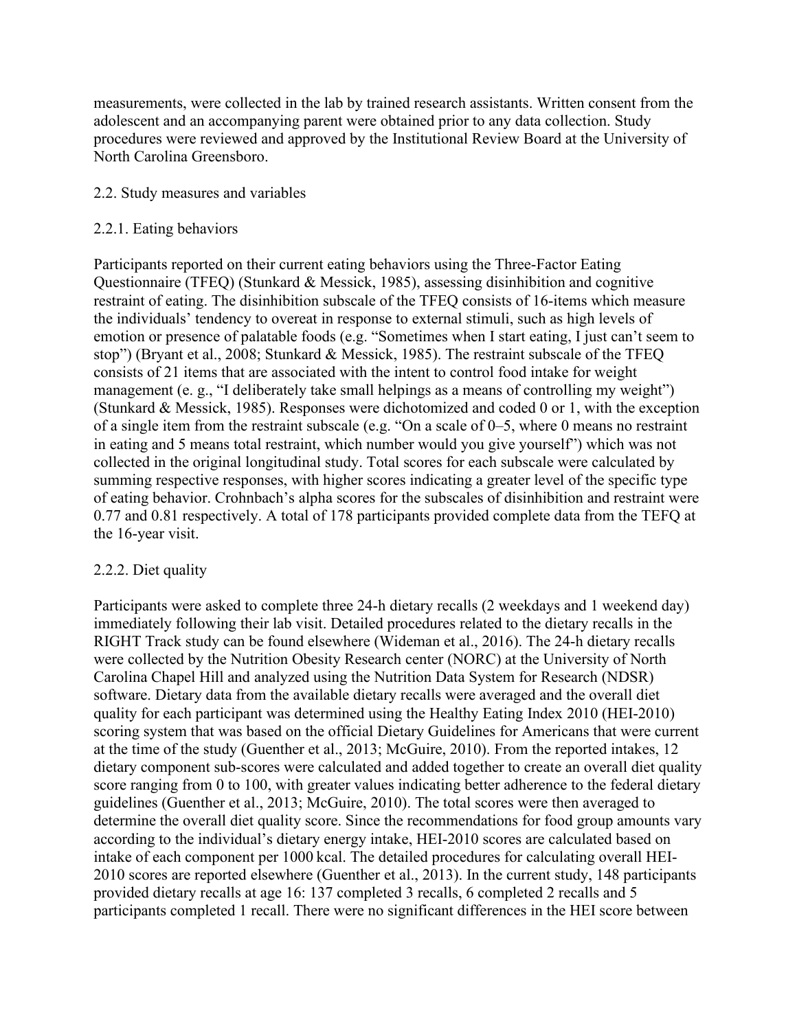measurements, were collected in the lab by trained research assistants. Written consent from the adolescent and an accompanying parent were obtained prior to any data collection. Study procedures were reviewed and approved by the Institutional Review Board at the University of North Carolina Greensboro.

### 2.2. Study measures and variables

#### 2.2.1. Eating behaviors

Participants reported on their current eating behaviors using the Three-Factor Eating Questionnaire (TFEQ) (Stunkard & Messick, 1985), assessing disinhibition and cognitive restraint of eating. The disinhibition subscale of the TFEQ consists of 16-items which measure the individuals' tendency to overeat in response to external stimuli, such as high levels of emotion or presence of palatable foods (e.g. "Sometimes when I start eating, I just can't seem to stop") (Bryant et al., 2008; Stunkard & Messick, 1985). The restraint subscale of the TFEQ consists of 21 items that are associated with the intent to control food intake for weight management (e. g., "I deliberately take small helpings as a means of controlling my weight") (Stunkard & Messick, 1985). Responses were dichotomized and coded 0 or 1, with the exception of a single item from the restraint subscale (e.g. "On a scale of 0–5, where 0 means no restraint in eating and 5 means total restraint, which number would you give yourself") which was not collected in the original longitudinal study. Total scores for each subscale were calculated by summing respective responses, with higher scores indicating a greater level of the specific type of eating behavior. Crohnbach's alpha scores for the subscales of disinhibition and restraint were 0.77 and 0.81 respectively. A total of 178 participants provided complete data from the TEFQ at the 16-year visit.

#### 2.2.2. Diet quality

Participants were asked to complete three 24-h dietary recalls (2 weekdays and 1 weekend day) immediately following their lab visit. Detailed procedures related to the dietary recalls in the RIGHT Track study can be found elsewhere (Wideman et al., 2016). The 24-h dietary recalls were collected by the Nutrition Obesity Research center (NORC) at the University of North Carolina Chapel Hill and analyzed using the Nutrition Data System for Research (NDSR) software. Dietary data from the available dietary recalls were averaged and the overall diet quality for each participant was determined using the Healthy Eating Index 2010 (HEI-2010) scoring system that was based on the official Dietary Guidelines for Americans that were current at the time of the study (Guenther et al., 2013; McGuire, 2010). From the reported intakes, 12 dietary component sub-scores were calculated and added together to create an overall diet quality score ranging from 0 to 100, with greater values indicating better adherence to the federal dietary guidelines (Guenther et al., 2013; McGuire, 2010). The total scores were then averaged to determine the overall diet quality score. Since the recommendations for food group amounts vary according to the individual's dietary energy intake, HEI-2010 scores are calculated based on intake of each component per 1000 kcal. The detailed procedures for calculating overall HEI-2010 scores are reported elsewhere (Guenther et al., 2013). In the current study, 148 participants provided dietary recalls at age 16: 137 completed 3 recalls, 6 completed 2 recalls and 5 participants completed 1 recall. There were no significant differences in the HEI score between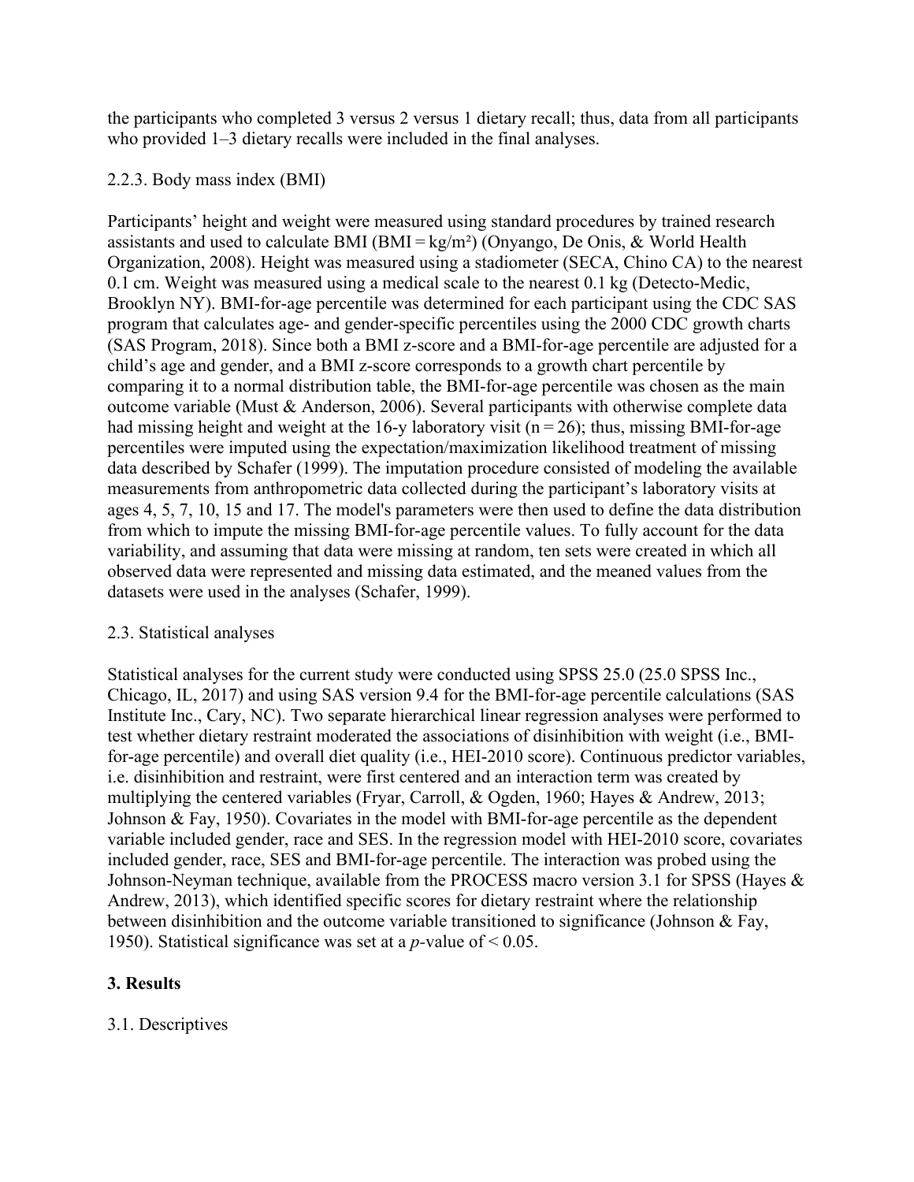the participants who completed 3 versus 2 versus 1 dietary recall; thus, data from all participants who provided 1–3 dietary recalls were included in the final analyses.

2.2.3. Body mass index (BMI)

Participants' height and weight were measured using standard procedures by trained research assistants and used to calculate BMI (BMI = $kg/m^2$) (Onyango, De Onis, & World Health Organization, 2008). Height was measured using a stadiometer (SECA, Chino CA) to the nearest 0.1 cm. Weight was measured using a medical scale to the nearest 0.1 kg (Detecto-Medic, Brooklyn NY). BMI-for-age percentile was determined for each participant using the CDC SAS program that calculates age- and gender-specific percentiles using the 2000 CDC growth charts (SAS Program, 2018). Since both a BMI z-score and a BMI-for-age percentile are adjusted for a child's age and gender, and a BMI z-score corresponds to a growth chart percentile by comparing it to a normal distribution table, the BMI-for-age percentile was chosen as the main outcome variable (Must & Anderson, 2006). Several participants with otherwise complete data had missing height and weight at the 16-y laboratory visit (n = 26); thus, missing BMI-for-age percentiles were imputed using the expectation/maximization likelihood treatment of missing data described by Schafer (1999). The imputation procedure consisted of modeling the available measurements from anthropometric data collected during the participant's laboratory visits at ages 4, 5, 7, 10, 15 and 17. The model's parameters were then used to define the data distribution from which to impute the missing BMI-for-age percentile values. To fully account for the data variability, and assuming that data were missing at random, ten sets were created in which all observed data were represented and missing data estimated, and the meaned values from the datasets were used in the analyses (Schafer, 1999).

2.3. Statistical analyses

Statistical analyses for the current study were conducted using SPSS 25.0 (25.0 SPSS Inc., Chicago, IL, 2017) and using SAS version 9.4 for the BMI-for-age percentile calculations (SAS Institute Inc., Cary, NC). Two separate hierarchical linear regression analyses were performed to test whether dietary restraint moderated the associations of disinhibition with weight (i.e., BMI-for-age percentile) and overall diet quality (i.e., HEI-2010 score). Continuous predictor variables, i.e. disinhibition and restraint, were first centered and an interaction term was created by multiplying the centered variables (Fryar, Carroll, & Ogden, 1960; Hayes & Andrew, 2013; Johnson & Fay, 1950). Covariates in the model with BMI-for-age percentile as the dependent variable included gender, race and SES. In the regression model with HEI-2010 score, covariates included gender, race, SES and BMI-for-age percentile. The interaction was probed using the Johnson-Neyman technique, available from the PROCESS macro version 3.1 for SPSS (Hayes & Andrew, 2013), which identified specific scores for dietary restraint where the relationship between disinhibition and the outcome variable transitioned to significance (Johnson & Fay, 1950). Statistical significance was set at a $p$-value of $< 0.05$.

## 3. Results

3.1. Descriptives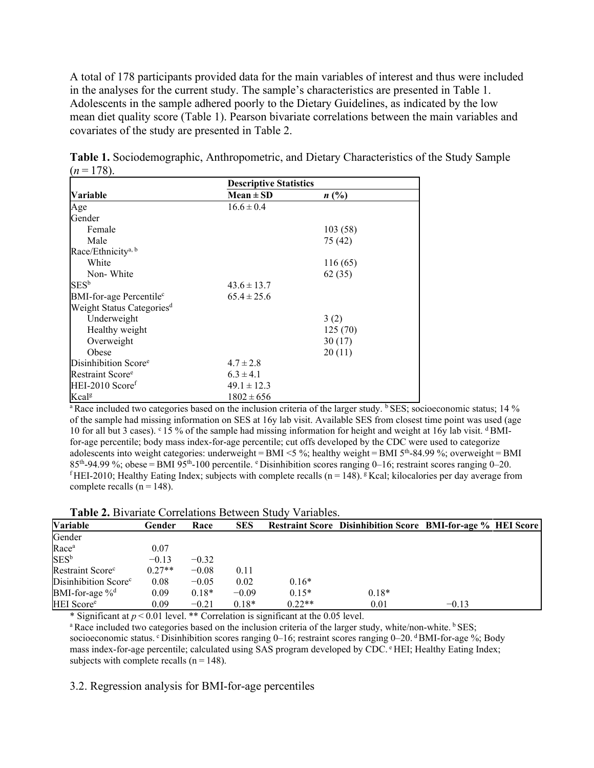A total of 178 participants provided data for the main variables of interest and thus were included in the analyses for the current study. The sample's characteristics are presented in Table 1. Adolescents in the sample adhered poorly to the Dietary Guidelines, as indicated by the low mean diet quality score (Table 1). Pearson bivariate correlations between the main variables and covariates of the study are presented in Table 2.

**Table 1.** Sociodemographic, Anthropometric, and Dietary Characteristics of the Study Sample ($n = 178$).

| Variable | Descriptive Statistics | |
|---|---|---|
| | Mean ± SD | *n* (%) |
| Age | 16.6 ± 0.4 | |
| Gender | | |
| Female | | 103 (58) |
| Male | | 75 (42) |
| Race/Ethnicity[a, b] | | |
| White | | 116 (65) |
| Non- White | | 62 (35) |
| SES[b] | 43.6 ± 13.7 | |
| BMI-for-age Percentile[c] | 65.4 ± 25.6 | |
| Weight Status Categories[d] | | |
| Underweight | | 3 (2) |
| Healthy weight | | 125 (70) |
| Overweight | | 30 (17) |
| Obese | | 20 (11) |
| Disinhibition Score[e] | 4.7 ± 2.8 | |
| Restraint Score[e] | 6.3 ± 4.1 | |
| HEI-2010 Score[f] | 49.1 ± 12.3 | |
| Kcal[g] | 1802 ± 656 | |

[a] Race included two categories based on the inclusion criteria of the larger study. [b] SES; socioeconomic status; 14 % of the sample had missing information on SES at 16y lab visit. Available SES from closest time point was used (age 10 for all but 3 cases). [c] 15 % of the sample had missing information for height and weight at 16y lab visit. [d] BMI-for-age percentile; body mass index-for-age percentile; cut offs developed by the CDC were used to categorize adolescents into weight categories: underweight = BMI <5 %; healthy weight = BMI 5th-84.99 %; overweight = BMI 85th-94.99 %; obese = BMI 95th-100 percentile. [e] Disinhibition scores ranging 0–16; restraint scores ranging 0–20. [f] HEI-2010; Healthy Eating Index; subjects with complete recalls (n = 148). [g] Kcal; kilocalories per day average from complete recalls (n = 148).

**Table 2.** Bivariate Correlations Between Study Variables.

| Variable | Gender | Race | SES | Restraint Score | Disinhibition Score | BMI-for-age % | HEI Score |
|---|---|---|---|---|---|---|---|
| Gender | | | | | | | |
| Race[a] | 0.07 | | | | | | |
| SES[b] | −0.13 | −0.32 | | | | | |
| Restraint Score[c] | 0.27** | −0.08 | 0.11 | | | | |
| Disinhibition Score[c] | 0.08 | −0.05 | 0.02 | 0.16* | | | |
| BMI-for-age %[d] | 0.09 | 0.18* | −0.09 | 0.15* | 0.18* | | |
| HEI Score[e] | 0.09 | −0.21 | 0.18* | 0.22** | 0.01 | −0.13 | |

\* Significant at $p < 0.01$ level. ** Correlation is significant at the 0.05 level.

[a] Race included two categories based on the inclusion criteria of the larger study, white/non-white. [b] SES; socioeconomic status. [c] Disinhibition scores ranging 0–16; restraint scores ranging 0–20. [d] BMI-for-age %; Body mass index-for-age percentile; calculated using SAS program developed by CDC. [e] HEI; Healthy Eating Index; subjects with complete recalls (n = 148).

3.2. Regression analysis for BMI-for-age percentiles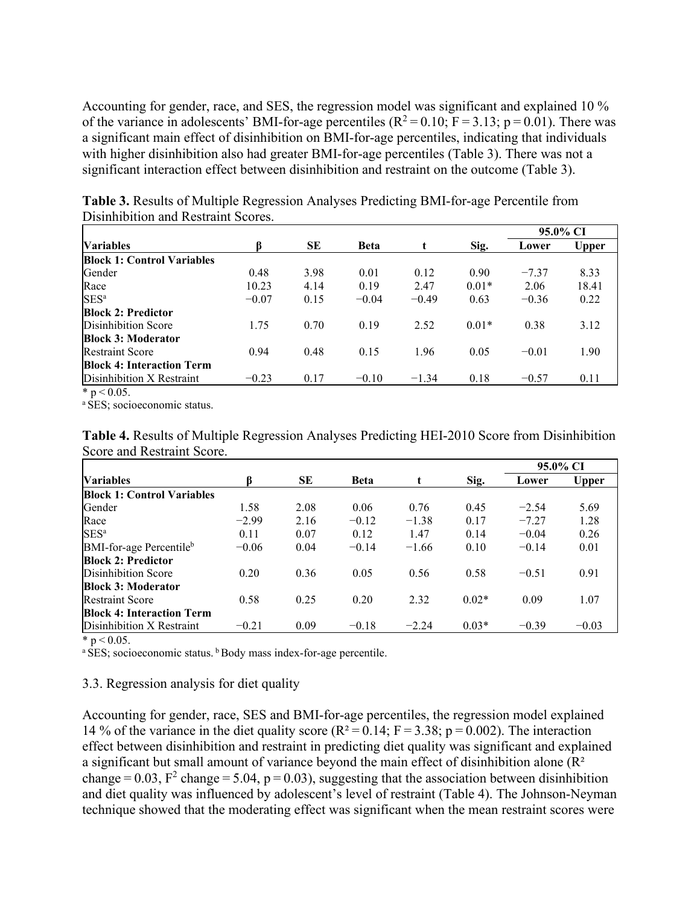Accounting for gender, race, and SES, the regression model was significant and explained 10 % of the variance in adolescents' BMI-for-age percentiles ($R^2 = 0.10$; $F = 3.13$; $p = 0.01$). There was a significant main effect of disinhibition on BMI-for-age percentiles, indicating that individuals with higher disinhibition also had greater BMI-for-age percentiles (Table 3). There was not a significant interaction effect between disinhibition and restraint on the outcome (Table 3).

**Table 3.** Results of Multiple Regression Analyses Predicting BMI-for-age Percentile from Disinhibition and Restraint Scores.

| | | | | | | 95.0% CI | |
|---|---|---|---|---|---|---|---|
| **Variables** | **β** | **SE** | **Beta** | **t** | **Sig.** | **Lower** | **Upper** |
| **Block 1: Control Variables** | | | | | | | |
| Gender | 0.48 | 3.98 | 0.01 | 0.12 | 0.90 | −7.37 | 8.33 |
| Race | 10.23 | 4.14 | 0.19 | 2.47 | 0.01* | 2.06 | 18.41 |
| SES[a] | −0.07 | 0.15 | −0.04 | −0.49 | 0.63 | −0.36 | 0.22 |
| **Block 2: Predictor** | | | | | | | |
| Disinhibition Score | 1.75 | 0.70 | 0.19 | 2.52 | 0.01* | 0.38 | 3.12 |
| **Block 3: Moderator** | | | | | | | |
| Restraint Score | 0.94 | 0.48 | 0.15 | 1.96 | 0.05 | −0.01 | 1.90 |
| **Block 4: Interaction Term** | | | | | | | |
| Disinhibition X Restraint | −0.23 | 0.17 | −0.10 | −1.34 | 0.18 | −0.57 | 0.11 |

* $p < 0.05$.

[a] SES; socioeconomic status.

**Table 4.** Results of Multiple Regression Analyses Predicting HEI-2010 Score from Disinhibition Score and Restraint Score.

| | | | | | | 95.0% CI | |
|---|---|---|---|---|---|---|---|
| **Variables** | **β** | **SE** | **Beta** | **t** | **Sig.** | **Lower** | **Upper** |
| **Block 1: Control Variables** | | | | | | | |
| Gender | 1.58 | 2.08 | 0.06 | 0.76 | 0.45 | −2.54 | 5.69 |
| Race | −2.99 | 2.16 | −0.12 | −1.38 | 0.17 | −7.27 | 1.28 |
| SES[a] | 0.11 | 0.07 | 0.12 | 1.47 | 0.14 | −0.04 | 0.26 |
| BMI-for-age Percentile[b] | −0.06 | 0.04 | −0.14 | −1.66 | 0.10 | −0.14 | 0.01 |
| **Block 2: Predictor** | | | | | | | |
| Disinhibition Score | 0.20 | 0.36 | 0.05 | 0.56 | 0.58 | −0.51 | 0.91 |
| **Block 3: Moderator** | | | | | | | |
| Restraint Score | 0.58 | 0.25 | 0.20 | 2.32 | 0.02* | 0.09 | 1.07 |
| **Block 4: Interaction Term** | | | | | | | |
| Disinhibition X Restraint | −0.21 | 0.09 | −0.18 | −2.24 | 0.03* | −0.39 | −0.03 |

* $p < 0.05$.

[a] SES; socioeconomic status. [b] Body mass index-for-age percentile.

### 3.3. Regression analysis for diet quality

Accounting for gender, race, SES and BMI-for-age percentiles, the regression model explained 14 % of the variance in the diet quality score ($R^2 = 0.14$; $F = 3.38$; $p = 0.002$). The interaction effect between disinhibition and restraint in predicting diet quality was significant and explained a significant but small amount of variance beyond the main effect of disinhibition alone ($R^2$ change = 0.03, $F^2$ change = 5.04, $p = 0.03$), suggesting that the association between disinhibition and diet quality was influenced by adolescent's level of restraint (Table 4). The Johnson-Neyman technique showed that the moderating effect was significant when the mean restraint scores were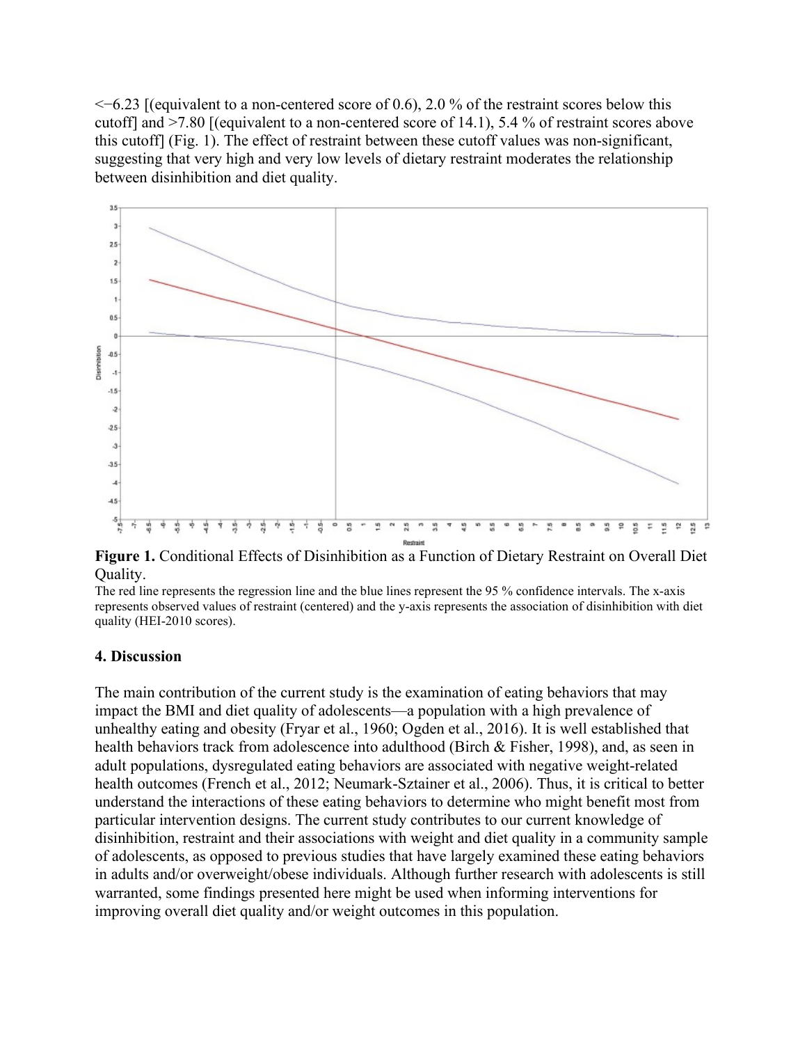<−6.23 [(equivalent to a non-centered score of 0.6), 2.0 % of the restraint scores below this cutoff] and >7.80 [(equivalent to a non-centered score of 14.1), 5.4 % of restraint scores above this cutoff] (Fig. 1). The effect of restraint between these cutoff values was non-significant, suggesting that very high and very low levels of dietary restraint moderates the relationship between disinhibition and diet quality.

**Figure 1.** Conditional Effects of Disinhibition as a Function of Dietary Restraint on Overall Diet Quality.

The red line represents the regression line and the blue lines represent the 95 % confidence intervals. The x-axis represents observed values of restraint (centered) and the y-axis represents the association of disinhibition with diet quality (HEI-2010 scores).

## 4. Discussion

The main contribution of the current study is the examination of eating behaviors that may impact the BMI and diet quality of adolescents—a population with a high prevalence of unhealthy eating and obesity (Fryar et al., 1960; Ogden et al., 2016). It is well established that health behaviors track from adolescence into adulthood (Birch & Fisher, 1998), and, as seen in adult populations, dysregulated eating behaviors are associated with negative weight-related health outcomes (French et al., 2012; Neumark-Sztainer et al., 2006). Thus, it is critical to better understand the interactions of these eating behaviors to determine who might benefit most from particular intervention designs. The current study contributes to our current knowledge of disinhibition, restraint and their associations with weight and diet quality in a community sample of adolescents, as opposed to previous studies that have largely examined these eating behaviors in adults and/or overweight/obese individuals. Although further research with adolescents is still warranted, some findings presented here might be used when informing interventions for improving overall diet quality and/or weight outcomes in this population.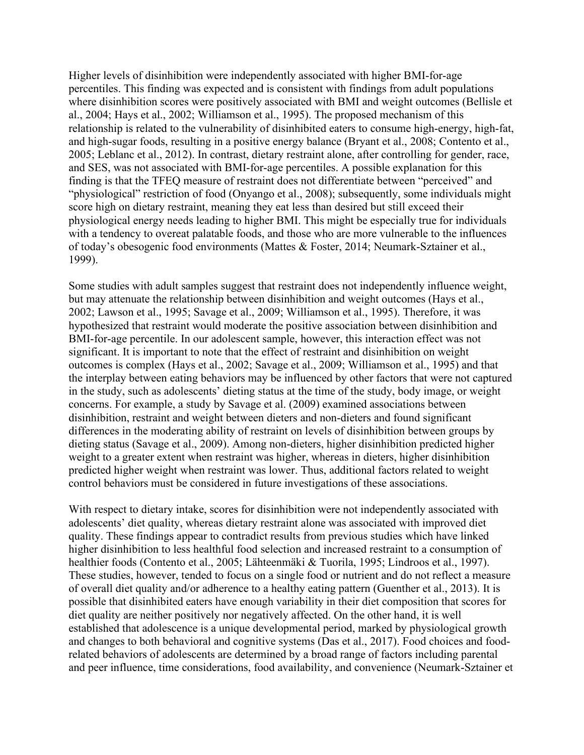Higher levels of disinhibition were independently associated with higher BMI-for-age percentiles. This finding was expected and is consistent with findings from adult populations where disinhibition scores were positively associated with BMI and weight outcomes (Bellisle et al., 2004; Hays et al., 2002; Williamson et al., 1995). The proposed mechanism of this relationship is related to the vulnerability of disinhibited eaters to consume high-energy, high-fat, and high-sugar foods, resulting in a positive energy balance (Bryant et al., 2008; Contento et al., 2005; Leblanc et al., 2012). In contrast, dietary restraint alone, after controlling for gender, race, and SES, was not associated with BMI-for-age percentiles. A possible explanation for this finding is that the TFEQ measure of restraint does not differentiate between "perceived" and "physiological" restriction of food (Onyango et al., 2008); subsequently, some individuals might score high on dietary restraint, meaning they eat less than desired but still exceed their physiological energy needs leading to higher BMI. This might be especially true for individuals with a tendency to overeat palatable foods, and those who are more vulnerable to the influences of today's obesogenic food environments (Mattes & Foster, 2014; Neumark-Sztainer et al., 1999).

Some studies with adult samples suggest that restraint does not independently influence weight, but may attenuate the relationship between disinhibition and weight outcomes (Hays et al., 2002; Lawson et al., 1995; Savage et al., 2009; Williamson et al., 1995). Therefore, it was hypothesized that restraint would moderate the positive association between disinhibition and BMI-for-age percentile. In our adolescent sample, however, this interaction effect was not significant. It is important to note that the effect of restraint and disinhibition on weight outcomes is complex (Hays et al., 2002; Savage et al., 2009; Williamson et al., 1995) and that the interplay between eating behaviors may be influenced by other factors that were not captured in the study, such as adolescents' dieting status at the time of the study, body image, or weight concerns. For example, a study by Savage et al. (2009) examined associations between disinhibition, restraint and weight between dieters and non-dieters and found significant differences in the moderating ability of restraint on levels of disinhibition between groups by dieting status (Savage et al., 2009). Among non-dieters, higher disinhibition predicted higher weight to a greater extent when restraint was higher, whereas in dieters, higher disinhibition predicted higher weight when restraint was lower. Thus, additional factors related to weight control behaviors must be considered in future investigations of these associations.

With respect to dietary intake, scores for disinhibition were not independently associated with adolescents' diet quality, whereas dietary restraint alone was associated with improved diet quality. These findings appear to contradict results from previous studies which have linked higher disinhibition to less healthful food selection and increased restraint to a consumption of healthier foods (Contento et al., 2005; Lähteenmäki & Tuorila, 1995; Lindroos et al., 1997). These studies, however, tended to focus on a single food or nutrient and do not reflect a measure of overall diet quality and/or adherence to a healthy eating pattern (Guenther et al., 2013). It is possible that disinhibited eaters have enough variability in their diet composition that scores for diet quality are neither positively nor negatively affected. On the other hand, it is well established that adolescence is a unique developmental period, marked by physiological growth and changes to both behavioral and cognitive systems (Das et al., 2017). Food choices and food-related behaviors of adolescents are determined by a broad range of factors including parental and peer influence, time considerations, food availability, and convenience (Neumark-Sztainer et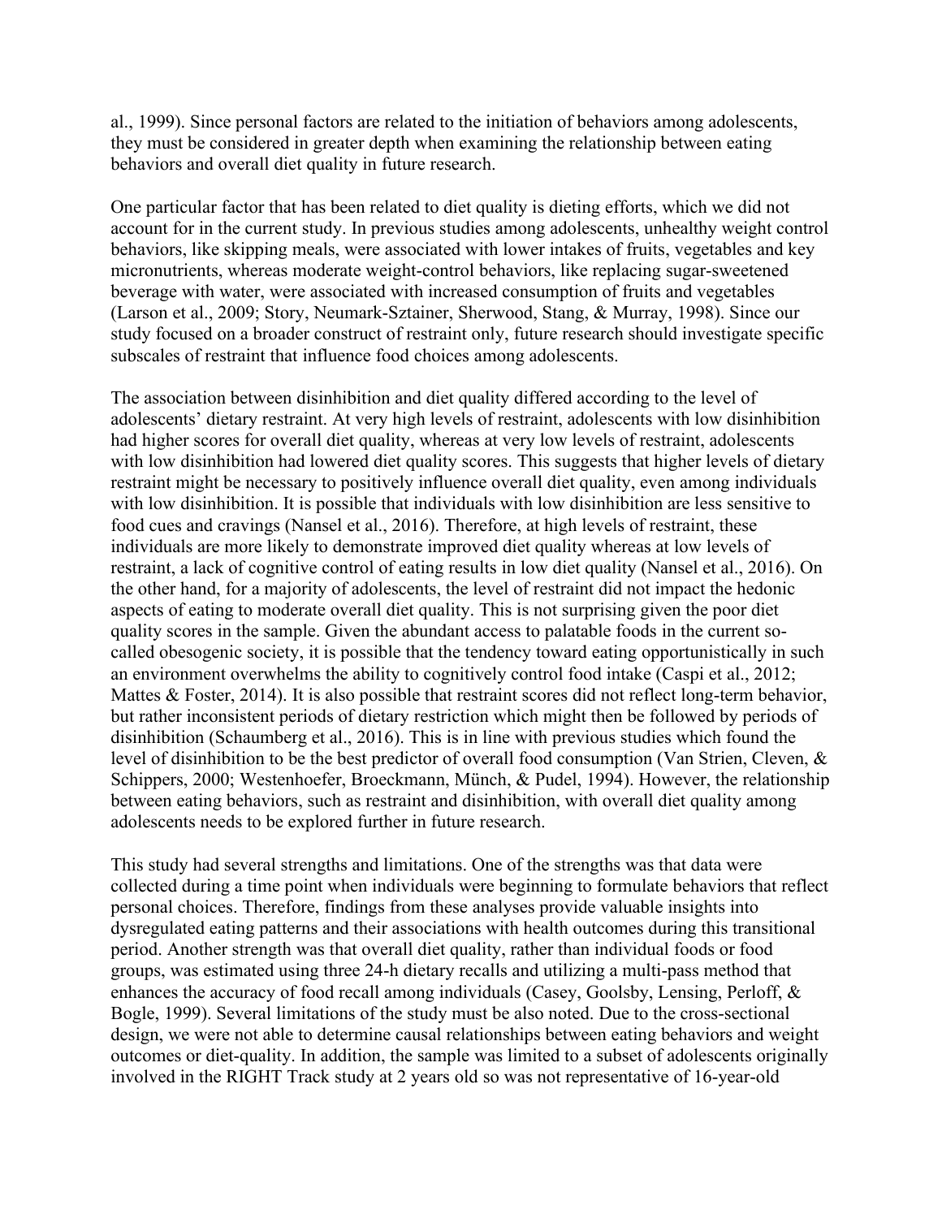al., 1999). Since personal factors are related to the initiation of behaviors among adolescents, they must be considered in greater depth when examining the relationship between eating behaviors and overall diet quality in future research.

One particular factor that has been related to diet quality is dieting efforts, which we did not account for in the current study. In previous studies among adolescents, unhealthy weight control behaviors, like skipping meals, were associated with lower intakes of fruits, vegetables and key micronutrients, whereas moderate weight-control behaviors, like replacing sugar-sweetened beverage with water, were associated with increased consumption of fruits and vegetables (Larson et al., 2009; Story, Neumark-Sztainer, Sherwood, Stang, & Murray, 1998). Since our study focused on a broader construct of restraint only, future research should investigate specific subscales of restraint that influence food choices among adolescents.

The association between disinhibition and diet quality differed according to the level of adolescents' dietary restraint. At very high levels of restraint, adolescents with low disinhibition had higher scores for overall diet quality, whereas at very low levels of restraint, adolescents with low disinhibition had lowered diet quality scores. This suggests that higher levels of dietary restraint might be necessary to positively influence overall diet quality, even among individuals with low disinhibition. It is possible that individuals with low disinhibition are less sensitive to food cues and cravings (Nansel et al., 2016). Therefore, at high levels of restraint, these individuals are more likely to demonstrate improved diet quality whereas at low levels of restraint, a lack of cognitive control of eating results in low diet quality (Nansel et al., 2016). On the other hand, for a majority of adolescents, the level of restraint did not impact the hedonic aspects of eating to moderate overall diet quality. This is not surprising given the poor diet quality scores in the sample. Given the abundant access to palatable foods in the current so-called obesogenic society, it is possible that the tendency toward eating opportunistically in such an environment overwhelms the ability to cognitively control food intake (Caspi et al., 2012; Mattes & Foster, 2014). It is also possible that restraint scores did not reflect long-term behavior, but rather inconsistent periods of dietary restriction which might then be followed by periods of disinhibition (Schaumberg et al., 2016). This is in line with previous studies which found the level of disinhibition to be the best predictor of overall food consumption (Van Strien, Cleven, & Schippers, 2000; Westenhoefer, Broeckmann, Münch, & Pudel, 1994). However, the relationship between eating behaviors, such as restraint and disinhibition, with overall diet quality among adolescents needs to be explored further in future research.

This study had several strengths and limitations. One of the strengths was that data were collected during a time point when individuals were beginning to formulate behaviors that reflect personal choices. Therefore, findings from these analyses provide valuable insights into dysregulated eating patterns and their associations with health outcomes during this transitional period. Another strength was that overall diet quality, rather than individual foods or food groups, was estimated using three 24-h dietary recalls and utilizing a multi-pass method that enhances the accuracy of food recall among individuals (Casey, Goolsby, Lensing, Perloff, & Bogle, 1999). Several limitations of the study must be also noted. Due to the cross-sectional design, we were not able to determine causal relationships between eating behaviors and weight outcomes or diet-quality. In addition, the sample was limited to a subset of adolescents originally involved in the RIGHT Track study at 2 years old so was not representative of 16-year-old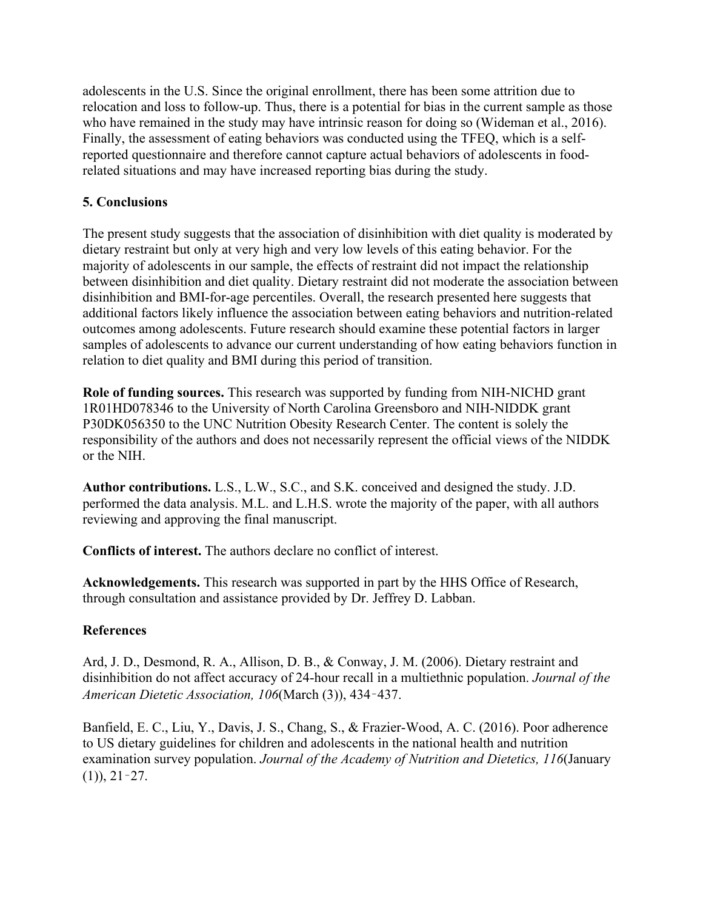adolescents in the U.S. Since the original enrollment, there has been some attrition due to relocation and loss to follow-up. Thus, there is a potential for bias in the current sample as those who have remained in the study may have intrinsic reason for doing so (Wideman et al., 2016). Finally, the assessment of eating behaviors was conducted using the TFEQ, which is a self-reported questionnaire and therefore cannot capture actual behaviors of adolescents in food-related situations and may have increased reporting bias during the study.

## 5. Conclusions

The present study suggests that the association of disinhibition with diet quality is moderated by dietary restraint but only at very high and very low levels of this eating behavior. For the majority of adolescents in our sample, the effects of restraint did not impact the relationship between disinhibition and diet quality. Dietary restraint did not moderate the association between disinhibition and BMI-for-age percentiles. Overall, the research presented here suggests that additional factors likely influence the association between eating behaviors and nutrition-related outcomes among adolescents. Future research should examine these potential factors in larger samples of adolescents to advance our current understanding of how eating behaviors function in relation to diet quality and BMI during this period of transition.

**Role of funding sources.** This research was supported by funding from NIH-NICHD grant 1R01HD078346 to the University of North Carolina Greensboro and NIH-NIDDK grant P30DK056350 to the UNC Nutrition Obesity Research Center. The content is solely the responsibility of the authors and does not necessarily represent the official views of the NIDDK or the NIH.

**Author contributions.** L.S., L.W., S.C., and S.K. conceived and designed the study. J.D. performed the data analysis. M.L. and L.H.S. wrote the majority of the paper, with all authors reviewing and approving the final manuscript.

**Conflicts of interest.** The authors declare no conflict of interest.

**Acknowledgements.** This research was supported in part by the HHS Office of Research, through consultation and assistance provided by Dr. Jeffrey D. Labban.

## References

Ard, J. D., Desmond, R. A., Allison, D. B., & Conway, J. M. (2006). Dietary restraint and disinhibition do not affect accuracy of 24-hour recall in a multiethnic population. *Journal of the American Dietetic Association, 106*(March (3)), 434–437.

Banfield, E. C., Liu, Y., Davis, J. S., Chang, S., & Frazier-Wood, A. C. (2016). Poor adherence to US dietary guidelines for children and adolescents in the national health and nutrition examination survey population. *Journal of the Academy of Nutrition and Dietetics, 116*(January (1)), 21–27.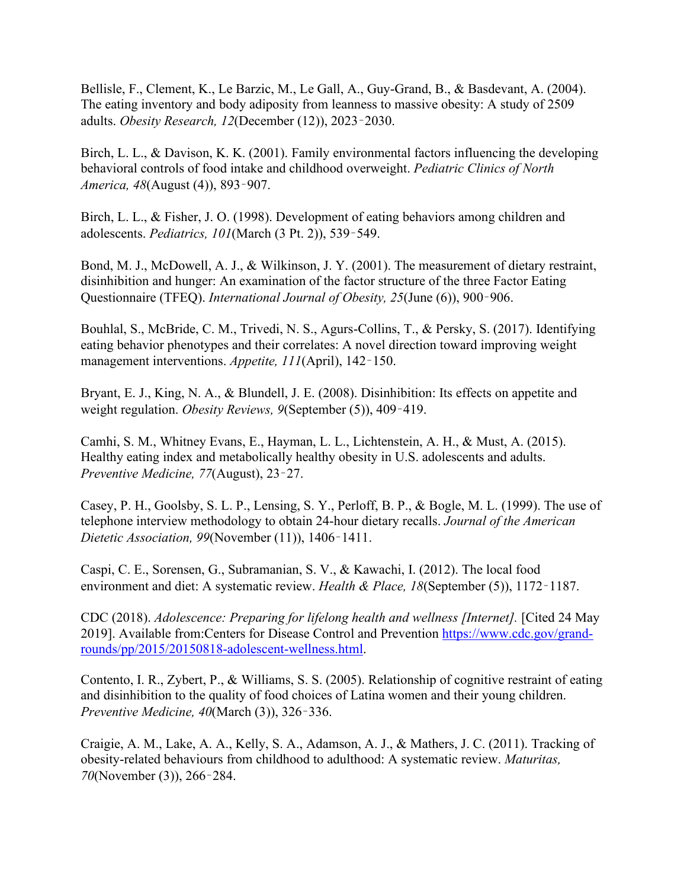Bellisle, F., Clement, K., Le Barzic, M., Le Gall, A., Guy-Grand, B., & Basdevant, A. (2004). The eating inventory and body adiposity from leanness to massive obesity: A study of 2509 adults. *Obesity Research, 12*(December (12)), 2023‑2030.

Birch, L. L., & Davison, K. K. (2001). Family environmental factors influencing the developing behavioral controls of food intake and childhood overweight. *Pediatric Clinics of North America, 48*(August (4)), 893‑907.

Birch, L. L., & Fisher, J. O. (1998). Development of eating behaviors among children and adolescents. *Pediatrics, 101*(March (3 Pt. 2)), 539‑549.

Bond, M. J., McDowell, A. J., & Wilkinson, J. Y. (2001). The measurement of dietary restraint, disinhibition and hunger: An examination of the factor structure of the three Factor Eating Questionnaire (TFEQ). *International Journal of Obesity, 25*(June (6)), 900‑906.

Bouhlal, S., McBride, C. M., Trivedi, N. S., Agurs-Collins, T., & Persky, S. (2017). Identifying eating behavior phenotypes and their correlates: A novel direction toward improving weight management interventions. *Appetite, 111*(April), 142‑150.

Bryant, E. J., King, N. A., & Blundell, J. E. (2008). Disinhibition: Its effects on appetite and weight regulation. *Obesity Reviews, 9*(September (5)), 409‑419.

Camhi, S. M., Whitney Evans, E., Hayman, L. L., Lichtenstein, A. H., & Must, A. (2015). Healthy eating index and metabolically healthy obesity in U.S. adolescents and adults. *Preventive Medicine, 77*(August), 23‑27.

Casey, P. H., Goolsby, S. L. P., Lensing, S. Y., Perloff, B. P., & Bogle, M. L. (1999). The use of telephone interview methodology to obtain 24-hour dietary recalls. *Journal of the American Dietetic Association, 99*(November (11)), 1406‑1411.

Caspi, C. E., Sorensen, G., Subramanian, S. V., & Kawachi, I. (2012). The local food environment and diet: A systematic review. *Health & Place, 18*(September (5)), 1172‑1187.

CDC (2018). *Adolescence: Preparing for lifelong health and wellness [Internet].* [Cited 24 May 2019]. Available from:Centers for Disease Control and Prevention [https://www.cdc.gov/grand-rounds/pp/2015/20150818-adolescent-wellness.html](https://www.cdc.gov/grand-rounds/pp/2015/20150818-adolescent-wellness.html).

Contento, I. R., Zybert, P., & Williams, S. S. (2005). Relationship of cognitive restraint of eating and disinhibition to the quality of food choices of Latina women and their young children. *Preventive Medicine, 40*(March (3)), 326‑336.

Craigie, A. M., Lake, A. A., Kelly, S. A., Adamson, A. J., & Mathers, J. C. (2011). Tracking of obesity-related behaviours from childhood to adulthood: A systematic review. *Maturitas, 70*(November (3)), 266‑284.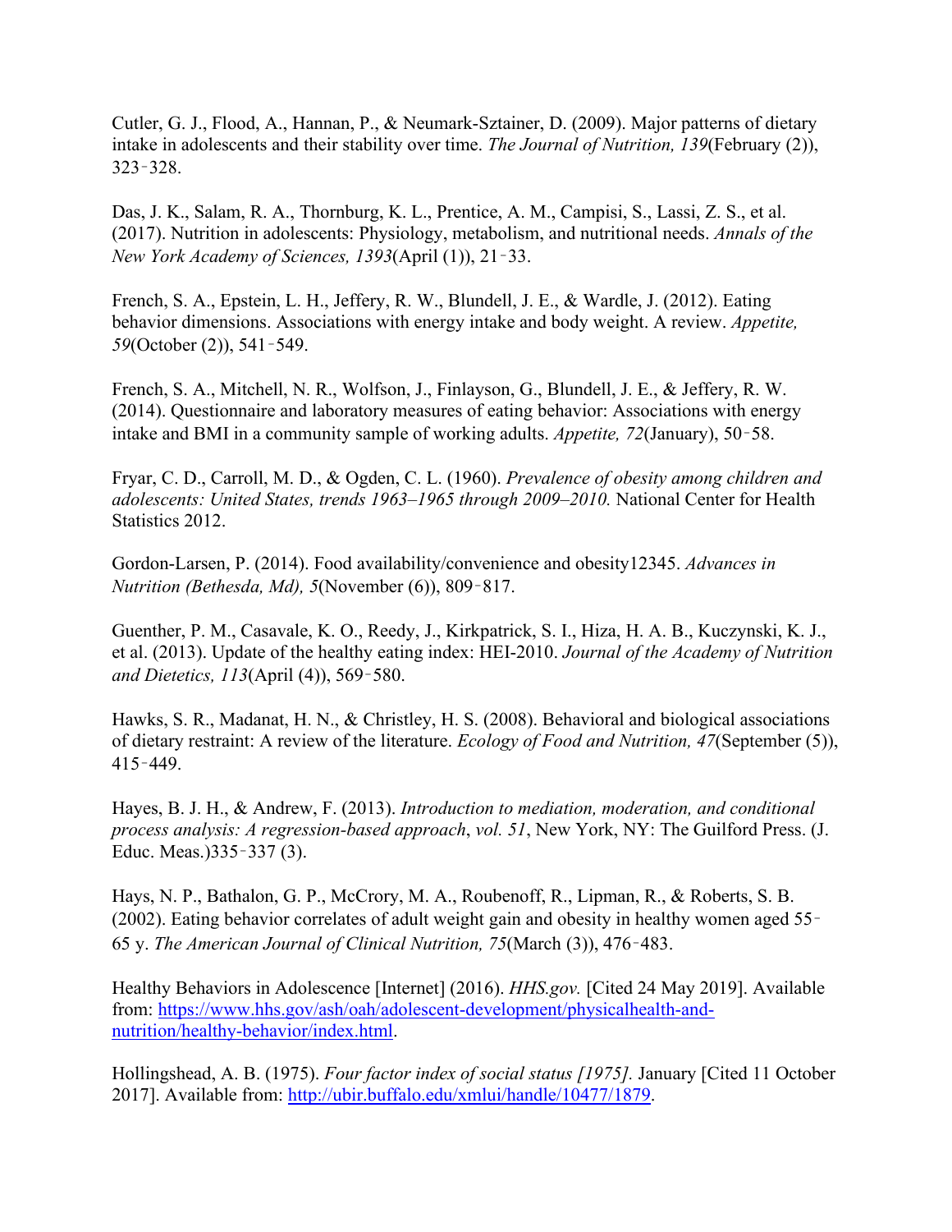Cutler, G. J., Flood, A., Hannan, P., & Neumark-Sztainer, D. (2009). Major patterns of dietary intake in adolescents and their stability over time. *The Journal of Nutrition, 139*(February (2)), 323‑328.

Das, J. K., Salam, R. A., Thornburg, K. L., Prentice, A. M., Campisi, S., Lassi, Z. S., et al. (2017). Nutrition in adolescents: Physiology, metabolism, and nutritional needs. *Annals of the New York Academy of Sciences, 1393*(April (1)), 21‑33.

French, S. A., Epstein, L. H., Jeffery, R. W., Blundell, J. E., & Wardle, J. (2012). Eating behavior dimensions. Associations with energy intake and body weight. A review. *Appetite, 59*(October (2)), 541‑549.

French, S. A., Mitchell, N. R., Wolfson, J., Finlayson, G., Blundell, J. E., & Jeffery, R. W. (2014). Questionnaire and laboratory measures of eating behavior: Associations with energy intake and BMI in a community sample of working adults. *Appetite, 72*(January), 50‑58.

Fryar, C. D., Carroll, M. D., & Ogden, C. L. (1960). *Prevalence of obesity among children and adolescents: United States, trends 1963–1965 through 2009–2010.* National Center for Health Statistics 2012.

Gordon-Larsen, P. (2014). Food availability/convenience and obesity12345. *Advances in Nutrition (Bethesda, Md), 5*(November (6)), 809‑817.

Guenther, P. M., Casavale, K. O., Reedy, J., Kirkpatrick, S. I., Hiza, H. A. B., Kuczynski, K. J., et al. (2013). Update of the healthy eating index: HEI-2010. *Journal of the Academy of Nutrition and Dietetics, 113*(April (4)), 569‑580.

Hawks, S. R., Madanat, H. N., & Christley, H. S. (2008). Behavioral and biological associations of dietary restraint: A review of the literature. *Ecology of Food and Nutrition, 47*(September (5)), 415‑449.

Hayes, B. J. H., & Andrew, F. (2013). *Introduction to mediation, moderation, and conditional process analysis: A regression-based approach*, *vol. 51*, New York, NY: The Guilford Press. (J. Educ. Meas.)335‑337 (3).

Hays, N. P., Bathalon, G. P., McCrory, M. A., Roubenoff, R., Lipman, R., & Roberts, S. B. (2002). Eating behavior correlates of adult weight gain and obesity in healthy women aged 55‑65 y. *The American Journal of Clinical Nutrition, 75*(March (3)), 476‑483.

Healthy Behaviors in Adolescence [Internet] (2016). *HHS.gov.* [Cited 24 May 2019]. Available from: https://www.hhs.gov/ash/oah/adolescent-development/physicalhealth-and-nutrition/healthy-behavior/index.html.

Hollingshead, A. B. (1975). *Four factor index of social status [1975].* January [Cited 11 October 2017]. Available from: http://ubir.buffalo.edu/xmlui/handle/10477/1879.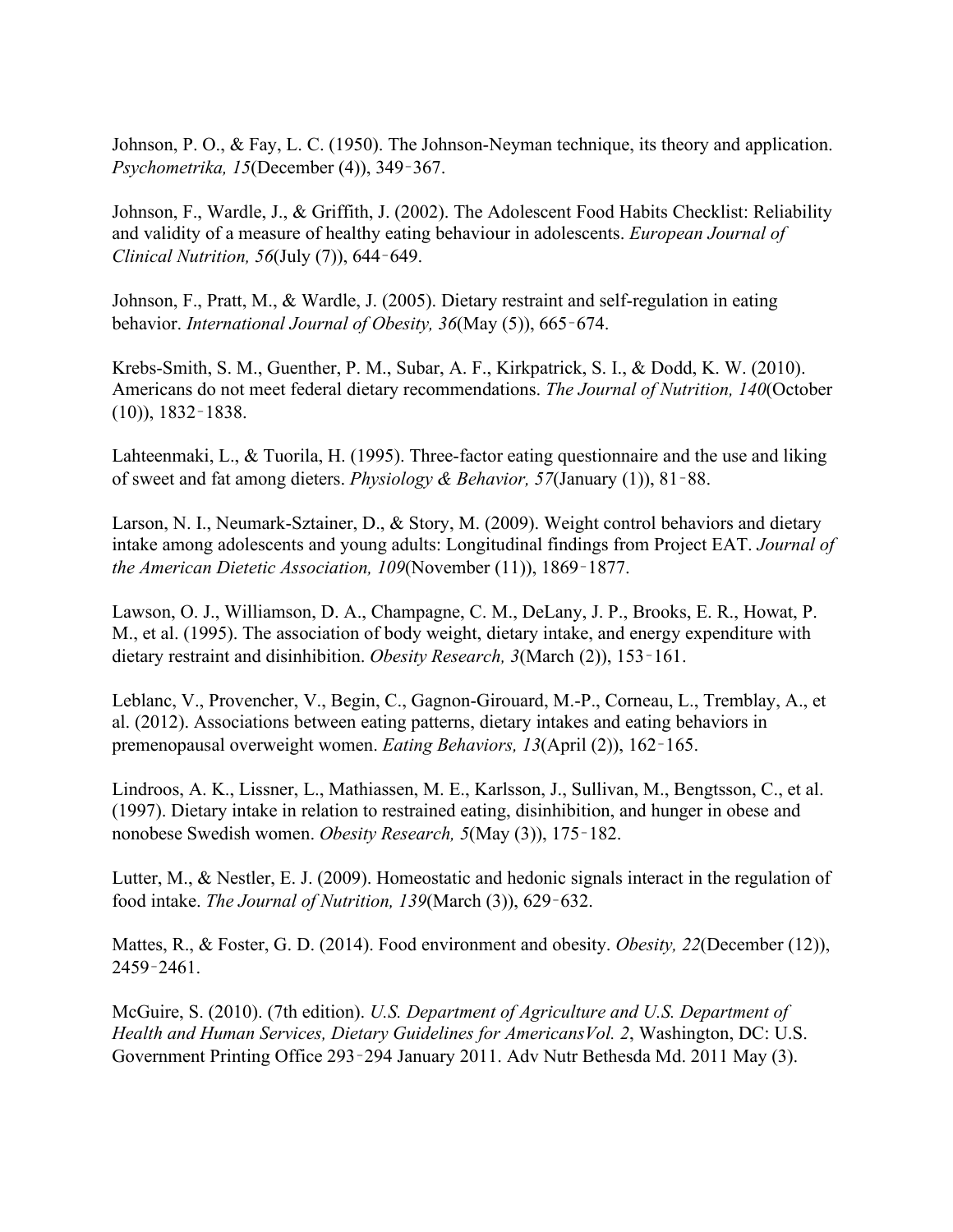Johnson, P. O., & Fay, L. C. (1950). The Johnson-Neyman technique, its theory and application. *Psychometrika, 15*(December (4)), 349‑367.

Johnson, F., Wardle, J., & Griffith, J. (2002). The Adolescent Food Habits Checklist: Reliability and validity of a measure of healthy eating behaviour in adolescents. *European Journal of Clinical Nutrition, 56*(July (7)), 644‑649.

Johnson, F., Pratt, M., & Wardle, J. (2005). Dietary restraint and self-regulation in eating behavior. *International Journal of Obesity, 36*(May (5)), 665‑674.

Krebs-Smith, S. M., Guenther, P. M., Subar, A. F., Kirkpatrick, S. I., & Dodd, K. W. (2010). Americans do not meet federal dietary recommendations. *The Journal of Nutrition, 140*(October (10)), 1832‑1838.

Lahteenmaki, L., & Tuorila, H. (1995). Three-factor eating questionnaire and the use and liking of sweet and fat among dieters. *Physiology & Behavior, 57*(January (1)), 81‑88.

Larson, N. I., Neumark-Sztainer, D., & Story, M. (2009). Weight control behaviors and dietary intake among adolescents and young adults: Longitudinal findings from Project EAT. *Journal of the American Dietetic Association, 109*(November (11)), 1869‑1877.

Lawson, O. J., Williamson, D. A., Champagne, C. M., DeLany, J. P., Brooks, E. R., Howat, P. M., et al. (1995). The association of body weight, dietary intake, and energy expenditure with dietary restraint and disinhibition. *Obesity Research, 3*(March (2)), 153‑161.

Leblanc, V., Provencher, V., Begin, C., Gagnon-Girouard, M.-P., Corneau, L., Tremblay, A., et al. (2012). Associations between eating patterns, dietary intakes and eating behaviors in premenopausal overweight women. *Eating Behaviors, 13*(April (2)), 162‑165.

Lindroos, A. K., Lissner, L., Mathiassen, M. E., Karlsson, J., Sullivan, M., Bengtsson, C., et al. (1997). Dietary intake in relation to restrained eating, disinhibition, and hunger in obese and nonobese Swedish women. *Obesity Research, 5*(May (3)), 175‑182.

Lutter, M., & Nestler, E. J. (2009). Homeostatic and hedonic signals interact in the regulation of food intake. *The Journal of Nutrition, 139*(March (3)), 629‑632.

Mattes, R., & Foster, G. D. (2014). Food environment and obesity. *Obesity, 22*(December (12)), 2459‑2461.

McGuire, S. (2010). (7th edition). *U.S. Department of Agriculture and U.S. Department of Health and Human Services, Dietary Guidelines for AmericansVol. 2*, Washington, DC: U.S. Government Printing Office 293‑294 January 2011. Adv Nutr Bethesda Md. 2011 May (3).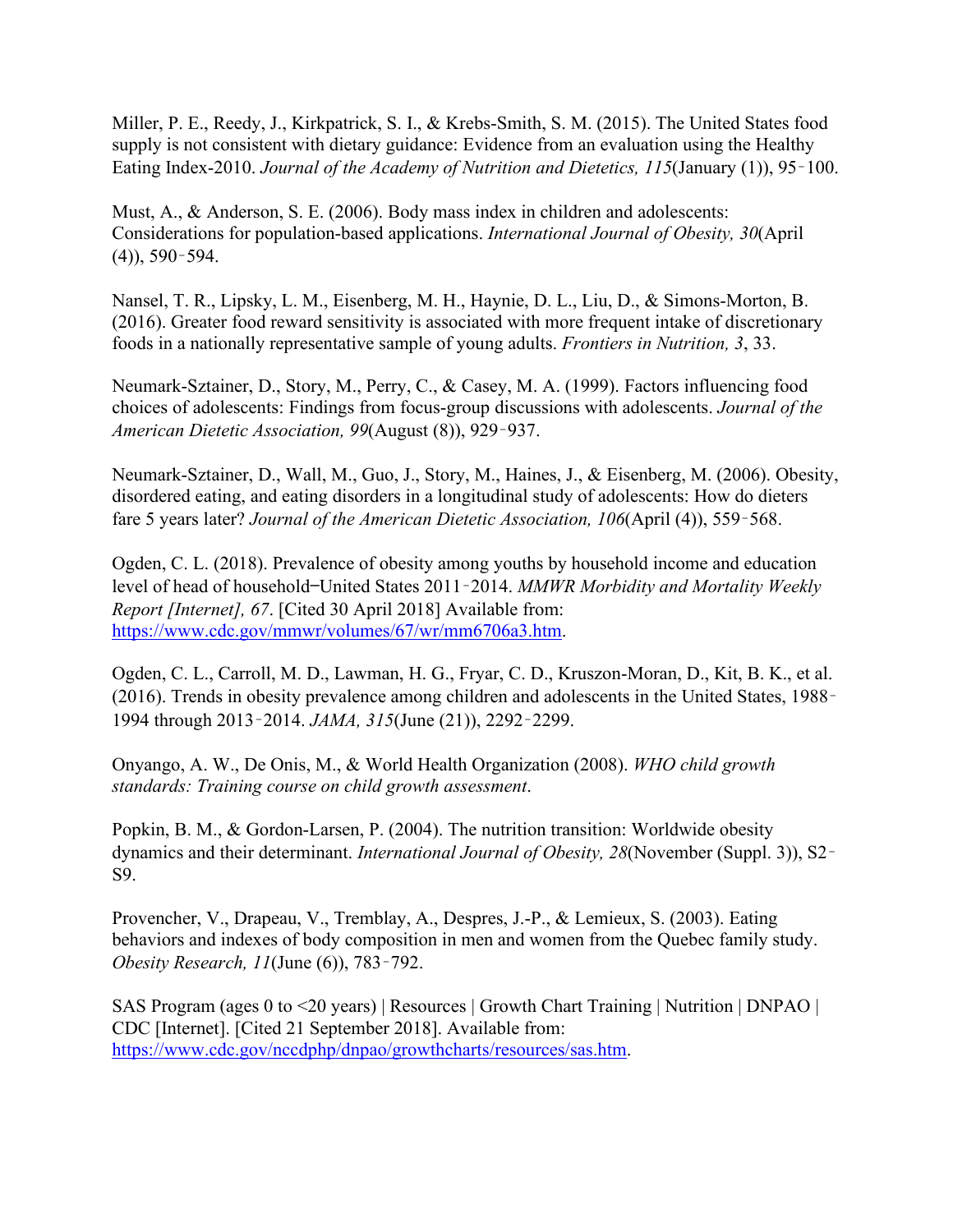Miller, P. E., Reedy, J., Kirkpatrick, S. I., & Krebs-Smith, S. M. (2015). The United States food supply is not consistent with dietary guidance: Evidence from an evaluation using the Healthy Eating Index-2010. *Journal of the Academy of Nutrition and Dietetics, 115*(January (1)), 95‐100.

Must, A., & Anderson, S. E. (2006). Body mass index in children and adolescents: Considerations for population-based applications. *International Journal of Obesity, 30*(April (4)), 590‐594.

Nansel, T. R., Lipsky, L. M., Eisenberg, M. H., Haynie, D. L., Liu, D., & Simons-Morton, B. (2016). Greater food reward sensitivity is associated with more frequent intake of discretionary foods in a nationally representative sample of young adults. *Frontiers in Nutrition, 3*, 33.

Neumark-Sztainer, D., Story, M., Perry, C., & Casey, M. A. (1999). Factors influencing food choices of adolescents: Findings from focus-group discussions with adolescents. *Journal of the American Dietetic Association, 99*(August (8)), 929‐937.

Neumark-Sztainer, D., Wall, M., Guo, J., Story, M., Haines, J., & Eisenberg, M. (2006). Obesity, disordered eating, and eating disorders in a longitudinal study of adolescents: How do dieters fare 5 years later? *Journal of the American Dietetic Association, 106*(April (4)), 559‐568.

Ogden, C. L. (2018). Prevalence of obesity among youths by household income and education level of head of household‒United States 2011‐2014. *MMWR Morbidity and Mortality Weekly Report [Internet], 67*. [Cited 30 April 2018] Available from: https://www.cdc.gov/mmwr/volumes/67/wr/mm6706a3.htm.

Ogden, C. L., Carroll, M. D., Lawman, H. G., Fryar, C. D., Kruszon-Moran, D., Kit, B. K., et al. (2016). Trends in obesity prevalence among children and adolescents in the United States, 1988‐1994 through 2013‐2014. *JAMA, 315*(June (21)), 2292‐2299.

Onyango, A. W., De Onis, M., & World Health Organization (2008). *WHO child growth standards: Training course on child growth assessment*.

Popkin, B. M., & Gordon-Larsen, P. (2004). The nutrition transition: Worldwide obesity dynamics and their determinant. *International Journal of Obesity, 28*(November (Suppl. 3)), S2‐S9.

Provencher, V., Drapeau, V., Tremblay, A., Despres, J.-P., & Lemieux, S. (2003). Eating behaviors and indexes of body composition in men and women from the Quebec family study. *Obesity Research, 11*(June (6)), 783‐792.

SAS Program (ages 0 to <20 years) | Resources | Growth Chart Training | Nutrition | DNPAO | CDC [Internet]. [Cited 21 September 2018]. Available from: https://www.cdc.gov/nccdphp/dnpao/growthcharts/resources/sas.htm.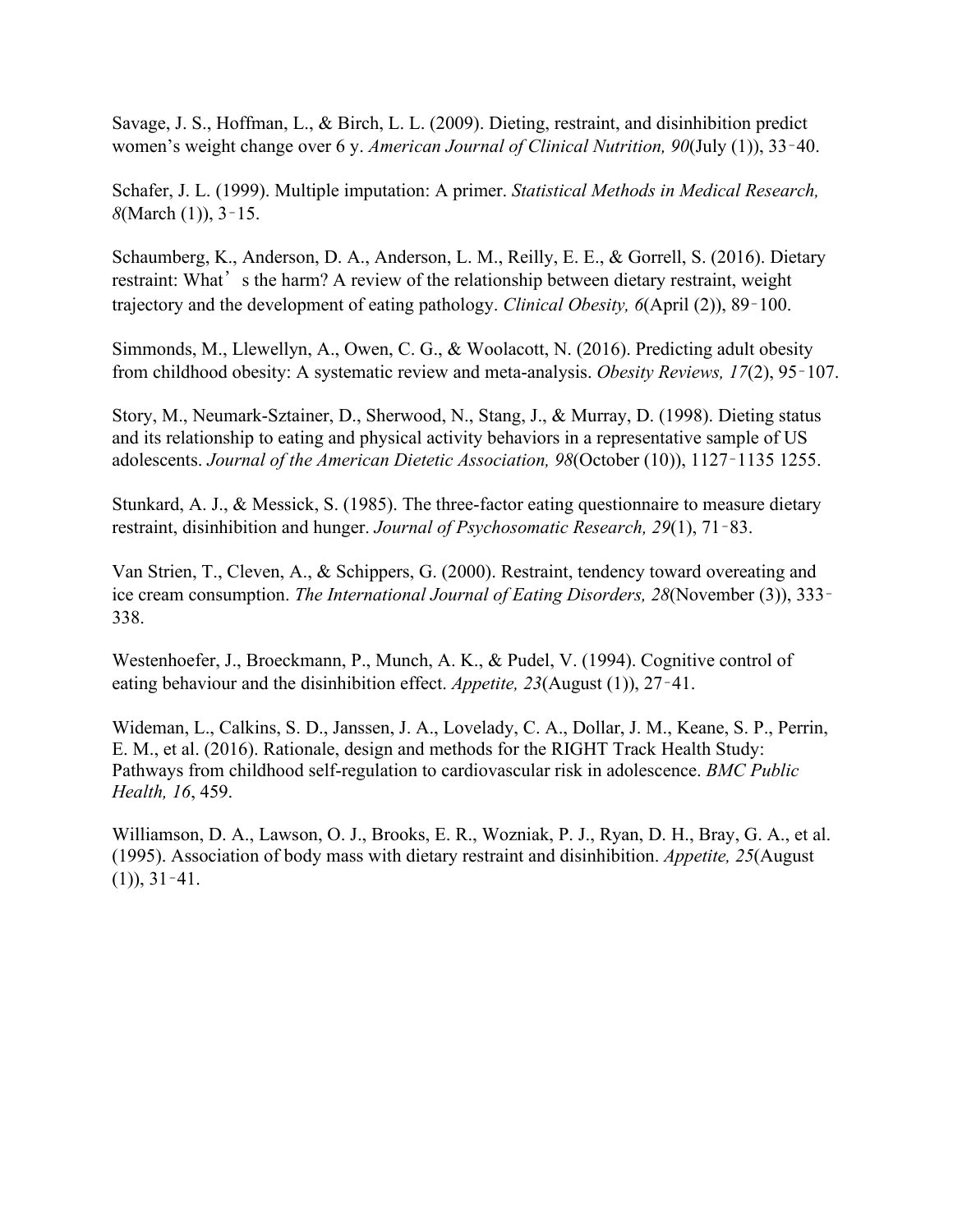Savage, J. S., Hoffman, L., & Birch, L. L. (2009). Dieting, restraint, and disinhibition predict women's weight change over 6 y. *American Journal of Clinical Nutrition, 90*(July (1)), 33–40.

Schafer, J. L. (1999). Multiple imputation: A primer. *Statistical Methods in Medical Research, 8*(March (1)), 3–15.

Schaumberg, K., Anderson, D. A., Anderson, L. M., Reilly, E. E., & Gorrell, S. (2016). Dietary restraint: What's the harm? A review of the relationship between dietary restraint, weight trajectory and the development of eating pathology. *Clinical Obesity, 6*(April (2)), 89–100.

Simmonds, M., Llewellyn, A., Owen, C. G., & Woolacott, N. (2016). Predicting adult obesity from childhood obesity: A systematic review and meta-analysis. *Obesity Reviews, 17*(2), 95–107.

Story, M., Neumark-Sztainer, D., Sherwood, N., Stang, J., & Murray, D. (1998). Dieting status and its relationship to eating and physical activity behaviors in a representative sample of US adolescents. *Journal of the American Dietetic Association, 98*(October (10)), 1127–1135 1255.

Stunkard, A. J., & Messick, S. (1985). The three-factor eating questionnaire to measure dietary restraint, disinhibition and hunger. *Journal of Psychosomatic Research, 29*(1), 71–83.

Van Strien, T., Cleven, A., & Schippers, G. (2000). Restraint, tendency toward overeating and ice cream consumption. *The International Journal of Eating Disorders, 28*(November (3)), 333–338.

Westenhoefer, J., Broeckmann, P., Munch, A. K., & Pudel, V. (1994). Cognitive control of eating behaviour and the disinhibition effect. *Appetite, 23*(August (1)), 27–41.

Wideman, L., Calkins, S. D., Janssen, J. A., Lovelady, C. A., Dollar, J. M., Keane, S. P., Perrin, E. M., et al. (2016). Rationale, design and methods for the RIGHT Track Health Study: Pathways from childhood self-regulation to cardiovascular risk in adolescence. *BMC Public Health, 16*, 459.

Williamson, D. A., Lawson, O. J., Brooks, E. R., Wozniak, P. J., Ryan, D. H., Bray, G. A., et al. (1995). Association of body mass with dietary restraint and disinhibition. *Appetite, 25*(August (1)), 31–41.